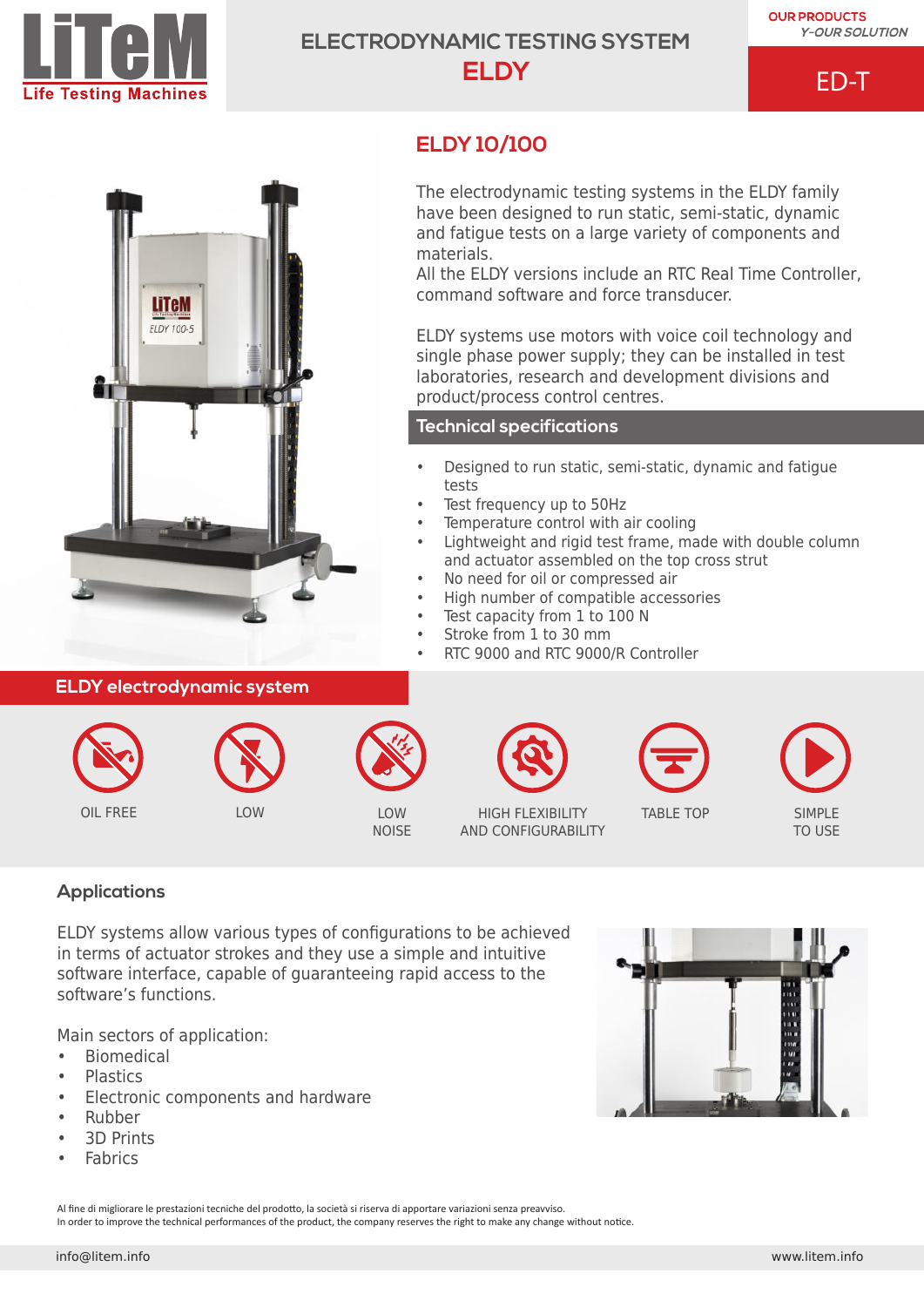LiTeM
Life Testing Machines

# ELECTRODYNAMIC TESTING SYSTEM
# ELDY

OUR PRODUCTS
*Y-OUR SOLUTION*

ED-T

## ELDY 10/100

The electrodynamic testing systems in the ELDY family have been designed to run static, semi-static, dynamic and fatigue tests on a large variety of components and materials.
All the ELDY versions include an RTC Real Time Controller, command software and force transducer.

ELDY systems use motors with voice coil technology and single phase power supply; they can be installed in test laboratories, research and development divisions and product/process control centres.

### Technical specifications

- Designed to run static, semi-static, dynamic and fatigue tests
- Test frequency up to 50Hz
- Temperature control with air cooling
- Lightweight and rigid test frame, made with double column and actuator assembled on the top cross strut
- No need for oil or compressed air
- High number of compatible accessories
- Test capacity from 1 to 100 N
- Stroke from 1 to 30 mm
- RTC 9000 and RTC 9000/R Controller

### ELDY electrodynamic system

OIL FREE

LOW

LOW NOISE

HIGH FLEXIBILITY AND CONFIGURABILITY

TABLE TOP

SIMPLE TO USE

### Applications

ELDY systems allow various types of configurations to be achieved in terms of actuator strokes and they use a simple and intuitive software interface, capable of guaranteeing rapid access to the software's functions.

Main sectors of application:

- Biomedical
- Plastics
- Electronic components and hardware
- Rubber
- 3D Prints
- Fabrics

Al fine di migliorare le prestazioni tecniche del prodotto, la società si riserva di apportare variazioni senza preavviso.
In order to improve the technical performances of the product, the company reserves the right to make any change without notice.

info@litem.info www.litem.info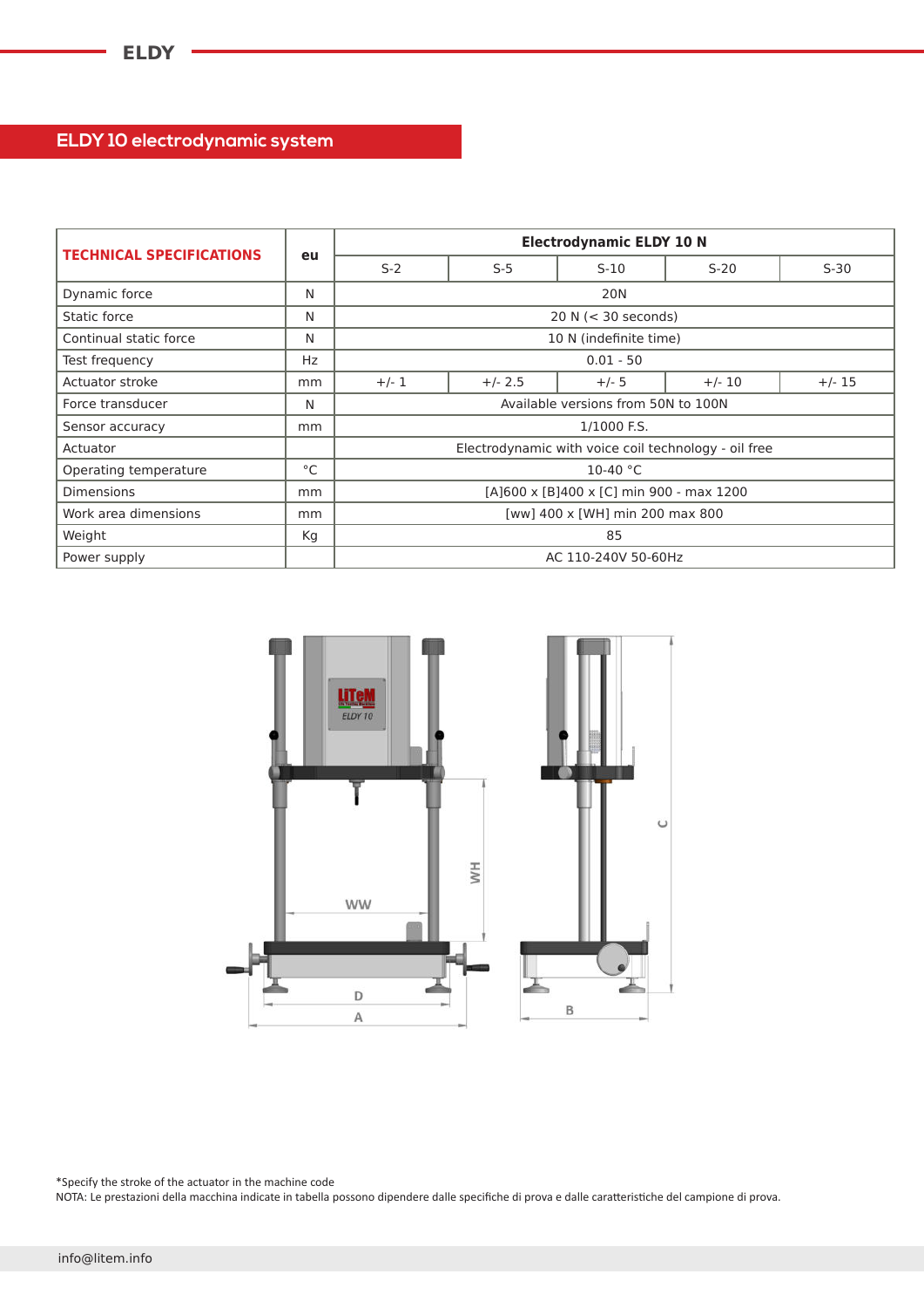## ELDY 10 electrodynamic system

| TECHNICAL SPECIFICATIONS | eu | Electrodynamic ELDY 10 N | | | | |
|---|---|---|---|---|---|---|
| | | S-2 | S-5 | S-10 | S-20 | S-30 |
| Dynamic force | N | 20N | | | | |
| Static force | N | 20 N (< 30 seconds) | | | | |
| Continual static force | N | 10 N (indefinite time) | | | | |
| Test frequency | Hz | 0.01 - 50 | | | | |
| Actuator stroke | mm | +/- 1 | +/- 2.5 | +/- 5 | +/- 10 | +/- 15 |
| Force transducer | N | Available versions from 50N to 100N | | | | |
| Sensor accuracy | mm | 1/1000 F.S. | | | | |
| Actuator | | Electrodynamic with voice coil technology - oil free | | | | |
| Operating temperature | °C | 10-40 °C | | | | |
| Dimensions | mm | [A]600 x [B]400 x [C] min 900 - max 1200 | | | | |
| Work area dimensions | mm | [ww] 400 x [WH] min 200 max 800 | | | | |
| Weight | Kg | 85 | | | | |
| Power supply | | AC 110-240V 50-60Hz | | | | |

*Specify the stroke of the actuator in the machine code

NOTA: Le prestazioni della macchina indicate in tabella possono dipendere dalle specifiche di prova e dalle caratteristiche del campione di prova.

info@litem.info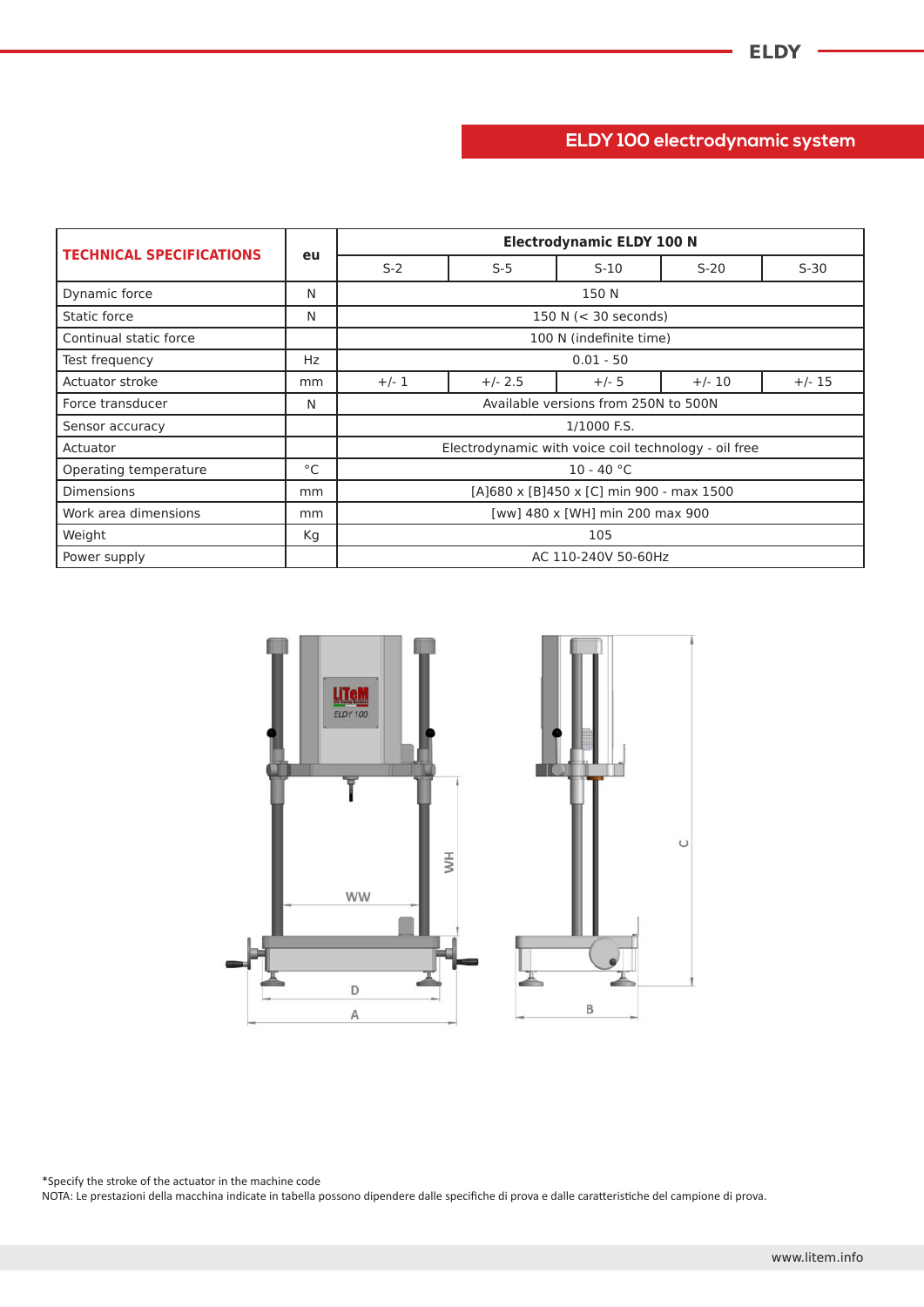## ELDY 100 electrodynamic system

| TECHNICAL SPECIFICATIONS | eu | Electrodynamic ELDY 100 N | | | | |
|---|---|---|---|---|---|---|
| | | S-2 | S-5 | S-10 | S-20 | S-30 |
| Dynamic force | N | 150 N | | | | |
| Static force | N | 150 N (< 30 seconds) | | | | |
| Continual static force | | 100 N (indefinite time) | | | | |
| Test frequency | Hz | 0.01 - 50 | | | | |
| Actuator stroke | mm | +/- 1 | +/- 2.5 | +/- 5 | +/- 10 | +/- 15 |
| Force transducer | N | Available versions from 250N to 500N | | | | |
| Sensor accuracy | | 1/1000 F.S. | | | | |
| Actuator | | Electrodynamic with voice coil technology - oil free | | | | |
| Operating temperature | °C | 10 - 40 °C | | | | |
| Dimensions | mm | [A]680 x [B]450 x [C] min 900 - max 1500 | | | | |
| Work area dimensions | mm | [ww] 480 x [WH] min 200 max 900 | | | | |
| Weight | Kg | 105 | | | | |
| Power supply | | AC 110-240V 50-60Hz | | | | |

*Specify the stroke of the actuator in the machine code

NOTA: Le prestazioni della macchina indicate in tabella possono dipendere dalle specifiche di prova e dalle caratteristiche del campione di prova.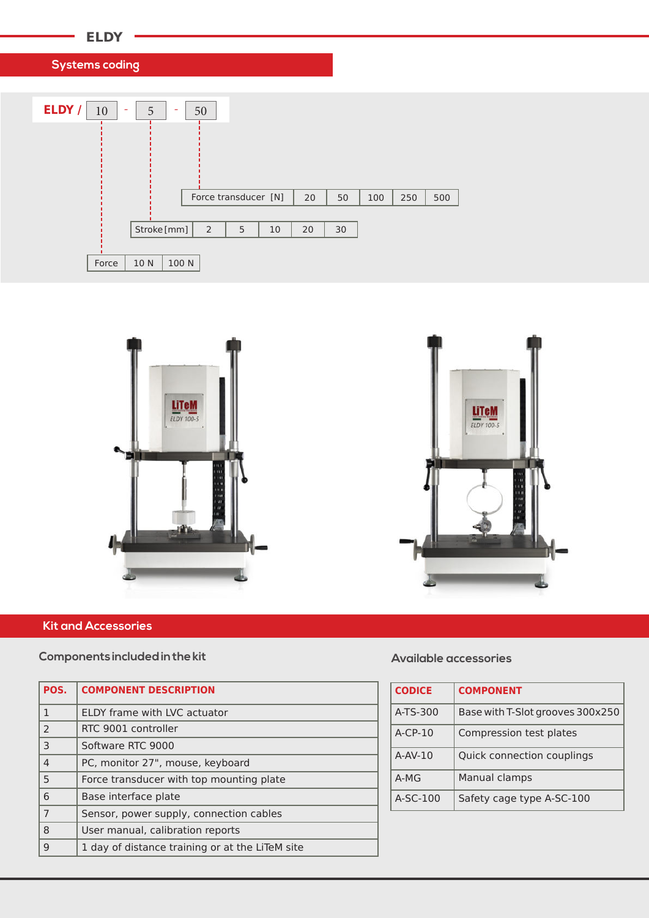# ELDY

## Systems coding

ELDY / 10 - 5 - 50

| Force transducer [N] | 20 | 50 | 100 | 250 | 500 |
|---|---|---|---|---|---|

| Stroke [mm] | 2 | 5 | 10 | 20 | 30 |
|---|---|---|---|---|---|

| Force | 10 N | 100 N |
|---|---|---|

## Kit and Accessories

### Components included in the kit

| POS. | COMPONENT DESCRIPTION |
|---|---|
| 1 | ELDY frame with LVC actuator |
| 2 | RTC 9001 controller |
| 3 | Software RTC 9000 |
| 4 | PC, monitor 27", mouse, keyboard |
| 5 | Force transducer with top mounting plate |
| 6 | Base interface plate |
| 7 | Sensor, power supply, connection cables |
| 8 | User manual, calibration reports |
| 9 | 1 day of distance training or at the LiTeM site |

### Available accessories

| CODICE | COMPONENT |
|---|---|
| A-TS-300 | Base with T-Slot grooves 300x250 |
| A-CP-10 | Compression test plates |
| A-AV-10 | Quick connection couplings |
| A-MG | Manual clamps |
| A-SC-100 | Safety cage type A-SC-100 |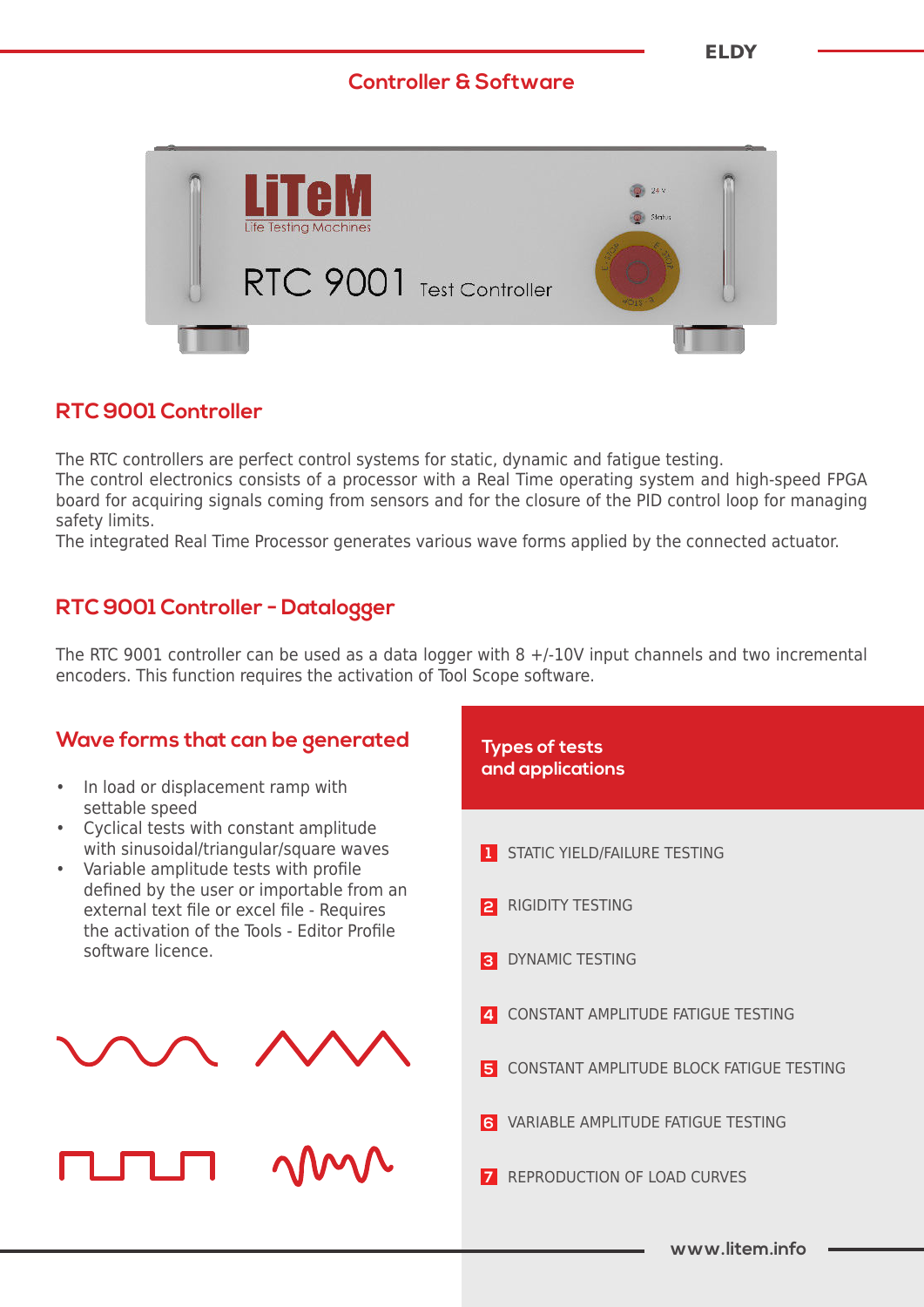## Controller & Software

## RTC 9001 Controller

The RTC controllers are perfect control systems for static, dynamic and fatigue testing.
The control electronics consists of a processor with a Real Time operating system and high-speed FPGA board for acquiring signals coming from sensors and for the closure of the PID control loop for managing safety limits.
The integrated Real Time Processor generates various wave forms applied by the connected actuator.

## RTC 9001 Controller - Datalogger

The RTC 9001 controller can be used as a data logger with 8 +/-10V input channels and two incremental encoders. This function requires the activation of Tool Scope software.

## Wave forms that can be generated

- In load or displacement ramp with settable speed
- Cyclical tests with constant amplitude with sinusoidal/triangular/square waves
- Variable amplitude tests with profile defined by the user or importable from an external text file or excel file - Requires the activation of the Tools - Editor Profile software licence.

## Types of tests and applications

1. STATIC YIELD/FAILURE TESTING
2. RIGIDITY TESTING
3. DYNAMIC TESTING
4. CONSTANT AMPLITUDE FATIGUE TESTING
5. CONSTANT AMPLITUDE BLOCK FATIGUE TESTING
6. VARIABLE AMPLITUDE FATIGUE TESTING
7. REPRODUCTION OF LOAD CURVES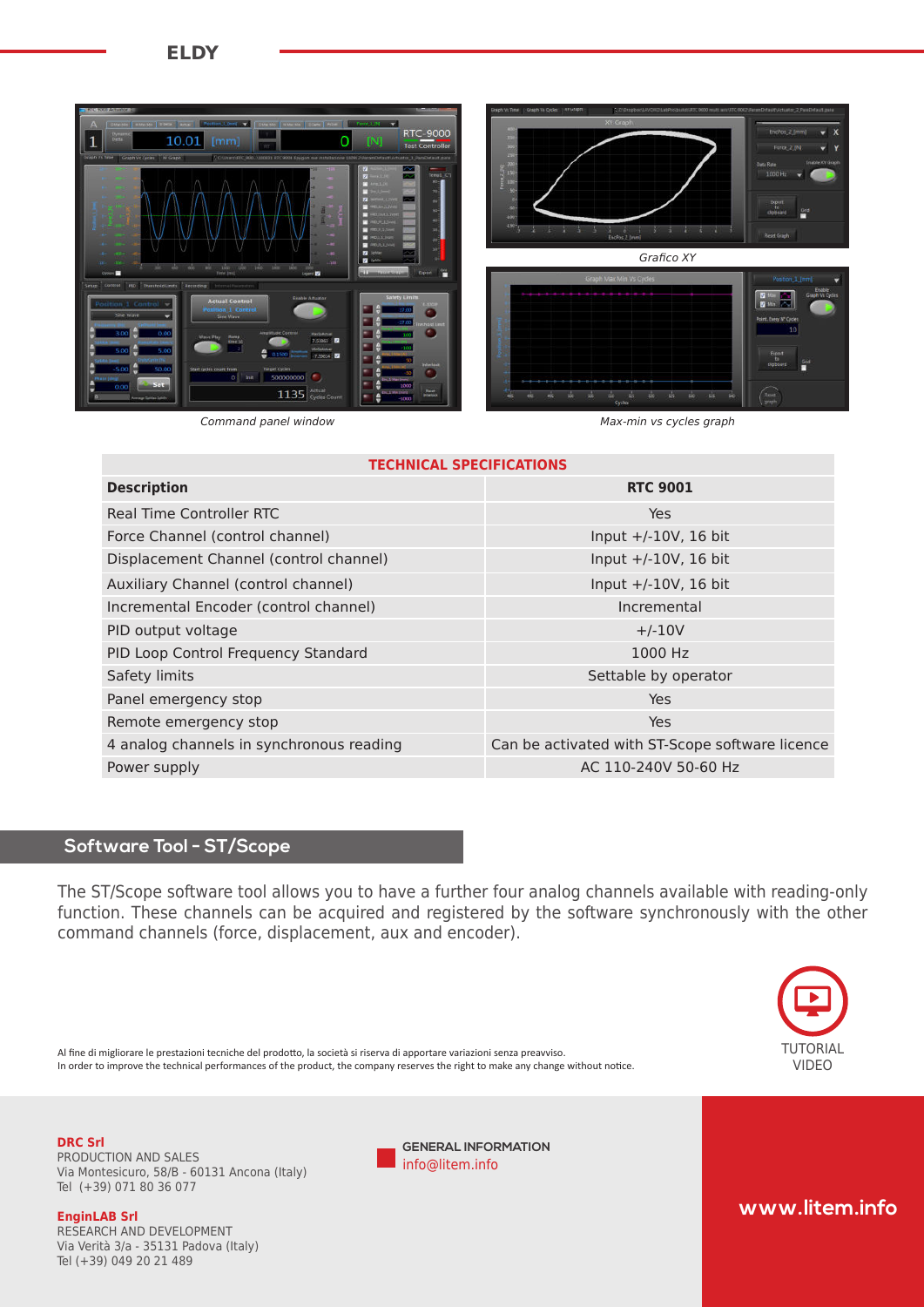*Grafico XY*

*Command panel window*

*Max-min vs cycles graph*

| TECHNICAL SPECIFICATIONS | |
|---|---|
| **Description** | **RTC 9001** |
| Real Time Controller RTC | Yes |
| Force Channel (control channel) | Input +/-10V, 16 bit |
| Displacement Channel (control channel) | Input +/-10V, 16 bit |
| Auxiliary Channel (control channel) | Input +/-10V, 16 bit |
| Incremental Encoder (control channel) | Incremental |
| PID output voltage | +/-10V |
| PID Loop Control Frequency Standard | 1000 Hz |
| Safety limits | Settable by operator |
| Panel emergency stop | Yes |
| Remote emergency stop | Yes |
| 4 analog channels in synchronous reading | Can be activated with ST-Scope software licence |
| Power supply | AC 110-240V 50-60 Hz |

## Software Tool - ST/Scope

The ST/Scope software tool allows you to have a further four analog channels available with reading-only function. These channels can be acquired and registered by the software synchronously with the other command channels (force, displacement, aux and encoder).

TUTORIAL VIDEO

Al fine di migliorare le prestazioni tecniche del prodotto, la società si riserva di apportare variazioni senza preavviso.
In order to improve the technical performances of the product, the company reserves the right to make any change without notice.

**DRC Srl**
PRODUCTION AND SALES
Via Montesicuro, 58/B - 60131 Ancona (Italy)
Tel (+39) 071 80 36 077

**EnginLAB Srl**
RESEARCH AND DEVELOPMENT
Via Verità 3/a - 35131 Padova (Italy)
Tel (+39) 049 20 21 489

**GENERAL INFORMATION**
info@litem.info

**www.litem.info**